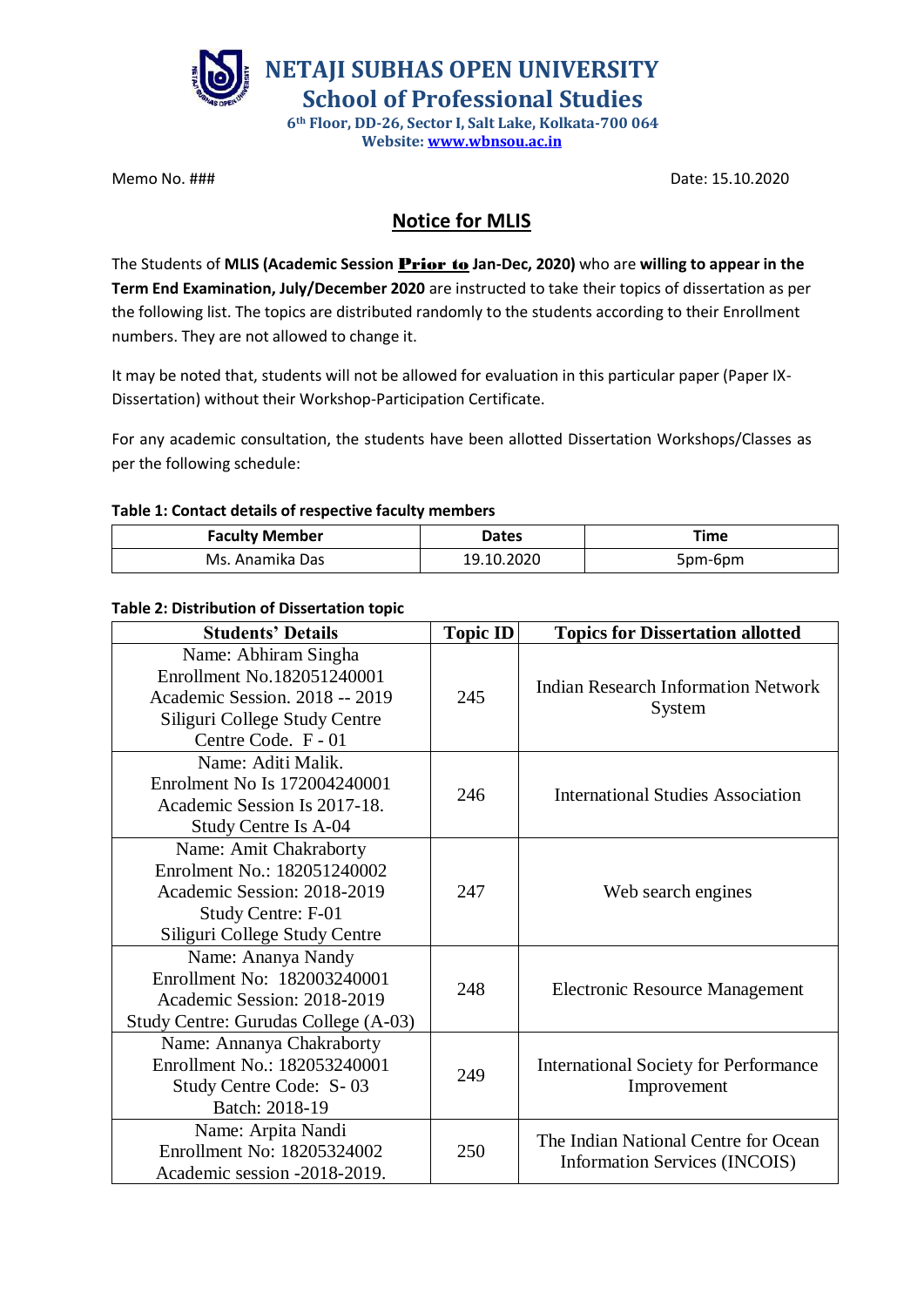# NETAJI SUBHAS OPEN UNIVERSITY
## School of Professional Studies

6th Floor, DD-26, Sector I, Salt Lake, Kolkata-700 064
Website: www.wbnsou.ac.in

Memo No. ###

Date: 15.10.2020

## Notice for MLIS

The Students of **MLIS (Academic Session <u>**Prior to**</u> Jan-Dec, 2020)** who are **willing to appear in the Term End Examination, July/December 2020** are instructed to take their topics of dissertation as per the following list. The topics are distributed randomly to the students according to their Enrollment numbers. They are not allowed to change it.

It may be noted that, students will not be allowed for evaluation in this particular paper (Paper IX-Dissertation) without their Workshop-Participation Certificate.

For any academic consultation, the students have been allotted Dissertation Workshops/Classes as per the following schedule:

**Table 1: Contact details of respective faculty members**

| Faculty Member | Dates | Time |
|---|---|---|
| Ms. Anamika Das | 19.10.2020 | 5pm-6pm |

**Table 2: Distribution of Dissertation topic**

| Students' Details | Topic ID | Topics for Dissertation allotted |
|---|---|---|
| Name: Abhiram Singha<br>Enrollment No.182051240001<br>Academic Session. 2018 -- 2019<br>Siliguri College Study Centre<br>Centre Code. F - 01 | 245 | Indian Research Information Network System |
| Name: Aditi Malik.<br>Enrolment No Is 172004240001<br>Academic Session Is 2017-18.<br>Study Centre Is A-04 | 246 | International Studies Association |
| Name: Amit Chakraborty<br>Enrolment No.: 182051240002<br>Academic Session: 2018-2019<br>Study Centre: F-01<br>Siliguri College Study Centre | 247 | Web search engines |
| Name: Ananya Nandy<br>Enrollment No: 182003240001<br>Academic Session: 2018-2019<br>Study Centre: Gurudas College (A-03) | 248 | Electronic Resource Management |
| Name: Annanya Chakraborty<br>Enrollment No.: 182053240001<br>Study Centre Code: S- 03<br>Batch: 2018-19 | 249 | International Society for Performance Improvement |
| Name: Arpita Nandi<br>Enrollment No: 18205324002<br>Academic session -2018-2019. | 250 | The Indian National Centre for Ocean Information Services (INCOIS) |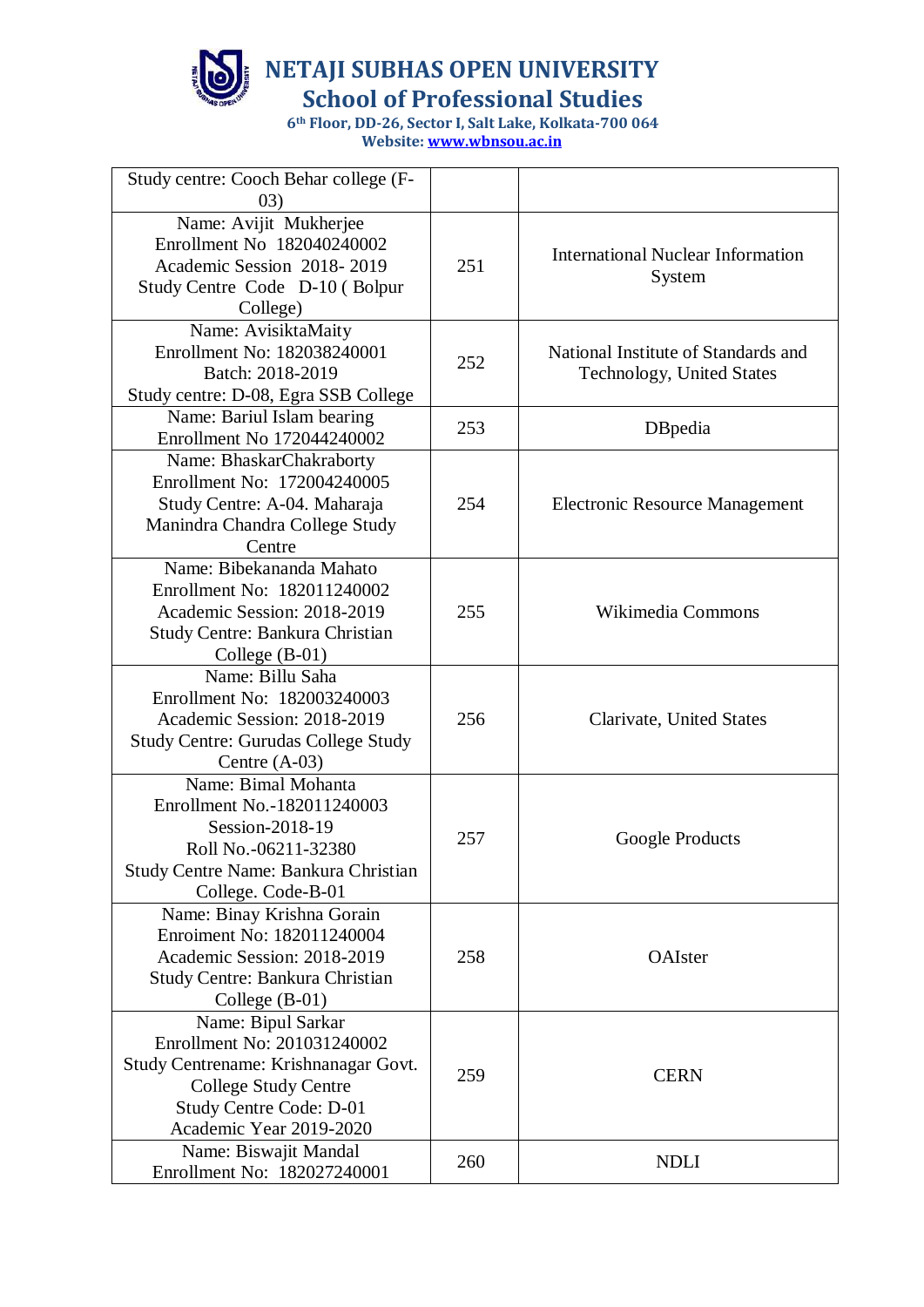# NETAJI SUBHAS OPEN UNIVERSITY

## School of Professional Studies

6th Floor, DD-26, Sector I, Salt Lake, Kolkata-700 064

Website: www.wbnsou.ac.in

| | | |
|---|---|---|
| Study centre: Cooch Behar college (F-03) | | |
| Name: Avijit Mukherjee<br>Enrollment No 182040240002<br>Academic Session 2018- 2019<br>Study Centre Code D-10 ( Bolpur College) | 251 | International Nuclear Information System |
| Name: AvisiktaMaity<br>Enrollment No: 182038240001<br>Batch: 2018-2019<br>Study centre: D-08, Egra SSB College | 252 | National Institute of Standards and Technology, United States |
| Name: Bariul Islam bearing<br>Enrollment No 172044240002 | 253 | DBpedia |
| Name: BhaskarChakraborty<br>Enrollment No: 172004240005<br>Study Centre: A-04. Maharaja Manindra Chandra College Study Centre | 254 | Electronic Resource Management |
| Name: Bibekananda Mahato<br>Enrollment No: 182011240002<br>Academic Session: 2018-2019<br>Study Centre: Bankura Christian College (B-01) | 255 | Wikimedia Commons |
| Name: Billu Saha<br>Enrollment No: 182003240003<br>Academic Session: 2018-2019<br>Study Centre: Gurudas College Study Centre (A-03) | 256 | Clarivate, United States |
| Name: Bimal Mohanta<br>Enrollment No.-182011240003<br>Session-2018-19<br>Roll No.-06211-32380<br>Study Centre Name: Bankura Christian College. Code-B-01 | 257 | Google Products |
| Name: Binay Krishna Gorain<br>Enroiment No: 182011240004<br>Academic Session: 2018-2019<br>Study Centre: Bankura Christian College (B-01) | 258 | OAIster |
| Name: Bipul Sarkar<br>Enrollment No: 201031240002<br>Study Centrename: Krishnanagar Govt. College Study Centre<br>Study Centre Code: D-01<br>Academic Year 2019-2020 | 259 | CERN |
| Name: Biswajit Mandal<br>Enrollment No: 182027240001 | 260 | NDLI |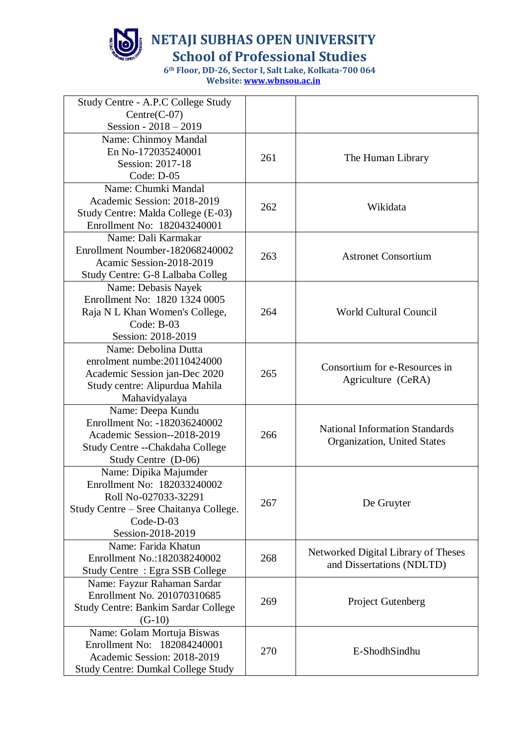# NETAJI SUBHAS OPEN UNIVERSITY

## School of Professional Studies

6th Floor, DD-26, Sector I, Salt Lake, Kolkata-700 064

Website: www.wbnsou.ac.in

| Study Centre - A.P.C College Study Centre(C-07)<br>Session - 2018 – 2019 | | |
|---|---|---|
| Name: Chinmoy Mandal<br>En No-172035240001<br>Session: 2017-18<br>Code: D-05 | 261 | The Human Library |
| Name: Chumki Mandal<br>Academic Session: 2018-2019<br>Study Centre: Malda College (E-03)<br>Enrollment No: 182043240001 | 262 | Wikidata |
| Name: Dali Karmakar<br>Enrollment Noumber-182068240002<br>Acamic Session-2018-2019<br>Study Centre: G-8 Lalbaba Colleg | 263 | Astronet Consortium |
| Name: Debasis Nayek<br>Enrollment No: 1820 1324 0005<br>Raja N L Khan Women's College,<br>Code: B-03<br>Session: 2018-2019 | 264 | World Cultural Council |
| Name: Debolina Dutta<br>enrolment numbe:20110424000<br>Academic Session jan-Dec 2020<br>Study centre: Alipurdua Mahila Mahavidyalaya | 265 | Consortium for e-Resources in Agriculture (CeRA) |
| Name: Deepa Kundu<br>Enrollment No: -182036240002<br>Academic Session--2018-2019<br>Study Centre --Chakdaha College<br>Study Centre (D-06) | 266 | National Information Standards Organization, United States |
| Name: Dipika Majumder<br>Enrollment No: 182033240002<br>Roll No-027033-32291<br>Study Centre – Sree Chaitanya College.<br>Code-D-03<br>Session-2018-2019 | 267 | De Gruyter |
| Name: Farida Khatun<br>Enrollment No.:182038240002<br>Study Centre : Egra SSB College | 268 | Networked Digital Library of Theses and Dissertations (NDLTD) |
| Name: Fayzur Rahaman Sardar<br>Enrollment No. 201070310685<br>Study Centre: Bankim Sardar College (G-10) | 269 | Project Gutenberg |
| Name: Golam Mortuja Biswas<br>Enrollment No: 182084240001<br>Academic Session: 2018-2019<br>Study Centre: Dumkal College Study | 270 | E-ShodhSindhu |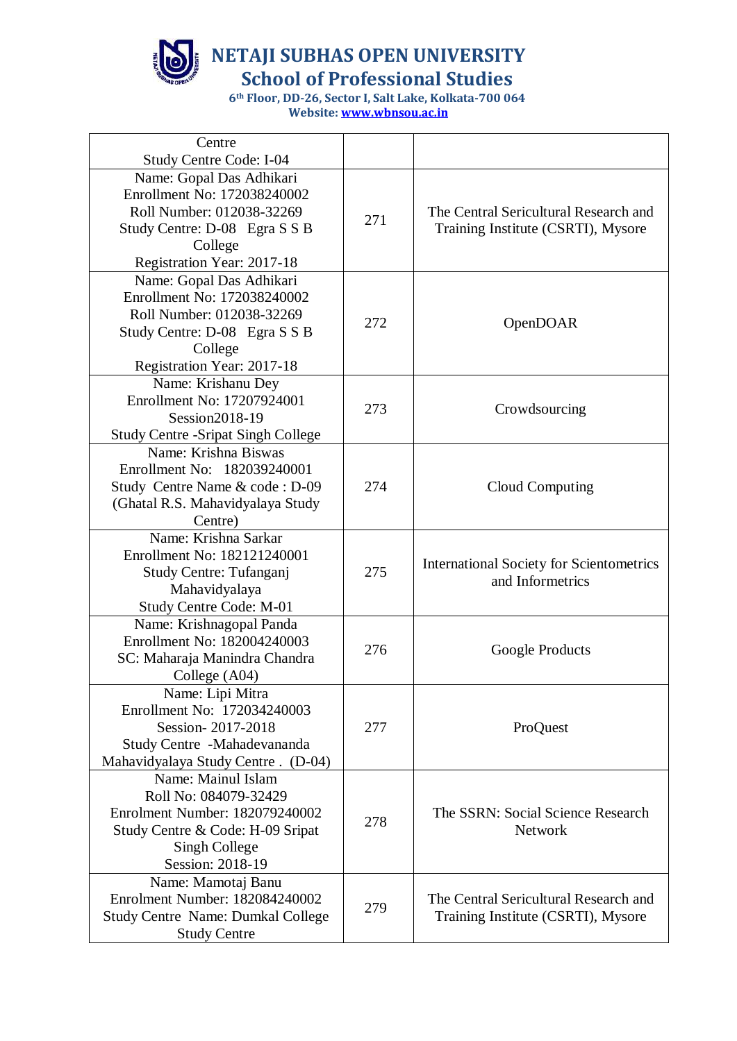# NETAJI SUBHAS OPEN UNIVERSITY

## School of Professional Studies

6th Floor, DD-26, Sector I, Salt Lake, Kolkata-700 064
Website: www.wbnsou.ac.in

| | | |
|---|---|---|
| Centre<br>Study Centre Code: I-04 | | |
| Name: Gopal Das Adhikari<br>Enrollment No: 172038240002<br>Roll Number: 012038-32269<br>Study Centre: D-08 Egra S S B College<br>Registration Year: 2017-18 | 271 | The Central Sericultural Research and Training Institute (CSRTI), Mysore |
| Name: Gopal Das Adhikari<br>Enrollment No: 172038240002<br>Roll Number: 012038-32269<br>Study Centre: D-08 Egra S S B College<br>Registration Year: 2017-18 | 272 | OpenDOAR |
| Name: Krishanu Dey<br>Enrollment No: 17207924001<br>Session2018-19<br>Study Centre -Sripat Singh College | 273 | Crowdsourcing |
| Name: Krishna Biswas<br>Enrollment No: 182039240001<br>Study Centre Name & code : D-09 (Ghatal R.S. Mahavidyalaya Study Centre) | 274 | Cloud Computing |
| Name: Krishna Sarkar<br>Enrollment No: 182121240001<br>Study Centre: Tufanganj Mahavidyalaya<br>Study Centre Code: M-01 | 275 | International Society for Scientometrics and Informetrics |
| Name: Krishnagopal Panda<br>Enrollment No: 182004240003<br>SC: Maharaja Manindra Chandra College (A04) | 276 | Google Products |
| Name: Lipi Mitra<br>Enrollment No: 172034240003<br>Session- 2017-2018<br>Study Centre -Mahadevananda Mahavidyalaya Study Centre . (D-04) | 277 | ProQuest |
| Name: Mainul Islam<br>Roll No: 084079-32429<br>Enrolment Number: 182079240002<br>Study Centre & Code: H-09 Sripat Singh College<br>Session: 2018-19 | 278 | The SSRN: Social Science Research Network |
| Name: Mamotaj Banu<br>Enrolment Number: 182084240002<br>Study Centre Name: Dumkal College Study Centre | 279 | The Central Sericultural Research and Training Institute (CSRTI), Mysore |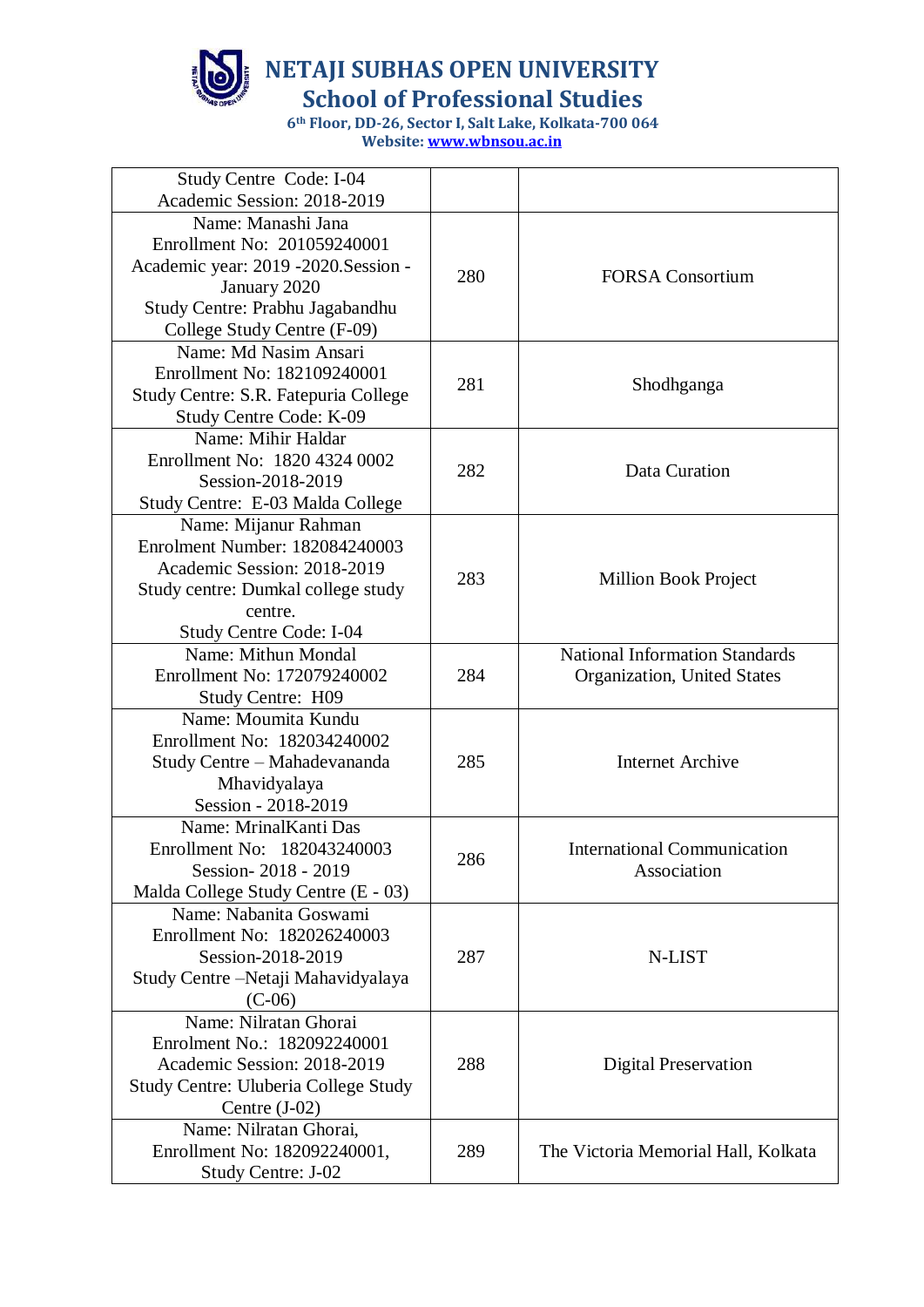# NETAJI SUBHAS OPEN UNIVERSITY

## School of Professional Studies

6th Floor, DD-26, Sector I, Salt Lake, Kolkata-700 064

Website: www.wbnsou.ac.in

| Study Centre Code: I-04<br>Academic Session: 2018-2019 | | |
|---|---|---|
| Name: Manashi Jana<br>Enrollment No: 201059240001<br>Academic year: 2019 -2020.Session - January 2020<br>Study Centre: Prabhu Jagabandhu College Study Centre (F-09) | 280 | FORSA Consortium |
| Name: Md Nasim Ansari<br>Enrollment No: 182109240001<br>Study Centre: S.R. Fatepuria College<br>Study Centre Code: K-09 | 281 | Shodhganga |
| Name: Mihir Haldar<br>Enrollment No: 1820 4324 0002<br>Session-2018-2019<br>Study Centre: E-03 Malda College | 282 | Data Curation |
| Name: Mijanur Rahman<br>Enrolment Number: 182084240003<br>Academic Session: 2018-2019<br>Study centre: Dumkal college study centre.<br>Study Centre Code: I-04 | 283 | Million Book Project |
| Name: Mithun Mondal<br>Enrollment No: 172079240002<br>Study Centre: H09 | 284 | National Information Standards Organization, United States |
| Name: Moumita Kundu<br>Enrollment No: 182034240002<br>Study Centre – Mahadevananda Mhavidyalaya<br>Session - 2018-2019 | 285 | Internet Archive |
| Name: MrinalKanti Das<br>Enrollment No: 182043240003<br>Session- 2018 - 2019<br>Malda College Study Centre (E - 03) | 286 | International Communication Association |
| Name: Nabanita Goswami<br>Enrollment No: 182026240003<br>Session-2018-2019<br>Study Centre –Netaji Mahavidyalaya (C-06) | 287 | N-LIST |
| Name: Nilratan Ghorai<br>Enrolment No.: 182092240001<br>Academic Session: 2018-2019<br>Study Centre: Uluberia College Study Centre (J-02) | 288 | Digital Preservation |
| Name: Nilratan Ghorai,<br>Enrollment No: 182092240001,<br>Study Centre: J-02 | 289 | The Victoria Memorial Hall, Kolkata |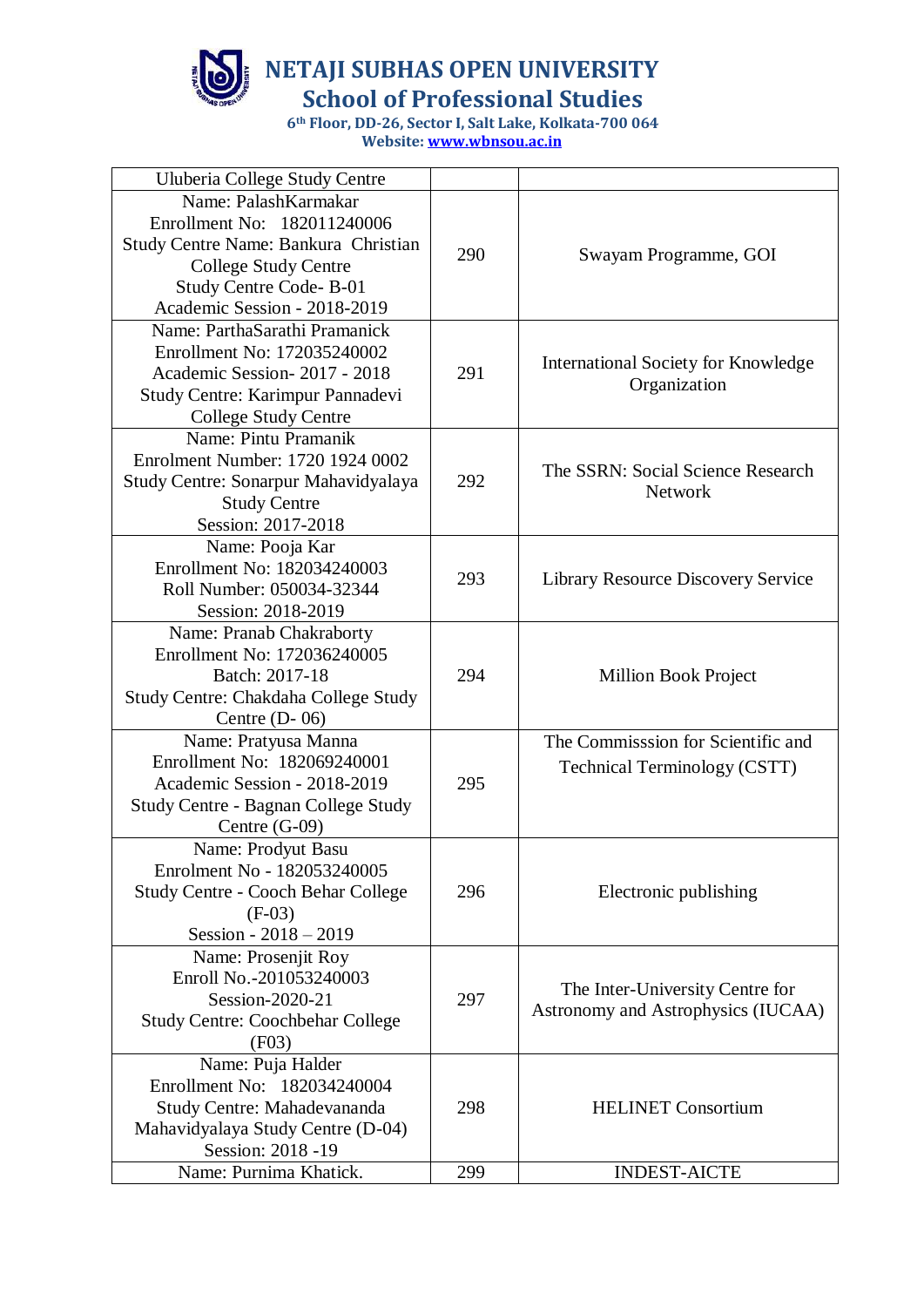# NETAJI SUBHAS OPEN UNIVERSITY

## School of Professional Studies

6th Floor, DD-26, Sector I, Salt Lake, Kolkata-700 064

Website: www.wbnsou.ac.in

| | | |
|---|---|---|
| Uluberia College Study Centre | | |
| Name: PalashKarmakar<br>Enrollment No: 182011240006<br>Study Centre Name: Bankura Christian College Study Centre<br>Study Centre Code- B-01<br>Academic Session - 2018-2019 | 290 | Swayam Programme, GOI |
| Name: ParthaSarathi Pramanick<br>Enrollment No: 172035240002<br>Academic Session- 2017 - 2018<br>Study Centre: Karimpur Pannadevi College Study Centre | 291 | International Society for Knowledge Organization |
| Name: Pintu Pramanik<br>Enrolment Number: 1720 1924 0002<br>Study Centre: Sonarpur Mahavidyalaya Study Centre<br>Session: 2017-2018 | 292 | The SSRN: Social Science Research Network |
| Name: Pooja Kar<br>Enrollment No: 182034240003<br>Roll Number: 050034-32344<br>Session: 2018-2019 | 293 | Library Resource Discovery Service |
| Name: Pranab Chakraborty<br>Enrollment No: 172036240005<br>Batch: 2017-18<br>Study Centre: Chakdaha College Study Centre (D- 06) | 294 | Million Book Project |
| Name: Pratyusa Manna<br>Enrollment No: 182069240001<br>Academic Session - 2018-2019<br>Study Centre - Bagnan College Study Centre (G-09) | 295 | The Commisssion for Scientific and Technical Terminology (CSTT) |
| Name: Prodyut Basu<br>Enrolment No - 182053240005<br>Study Centre - Cooch Behar College (F-03)<br>Session - 2018 – 2019 | 296 | Electronic publishing |
| Name: Prosenjit Roy<br>Enroll No.-201053240003<br>Session-2020-21<br>Study Centre: Coochbehar College (F03) | 297 | The Inter-University Centre for Astronomy and Astrophysics (IUCAA) |
| Name: Puja Halder<br>Enrollment No: 182034240004<br>Study Centre: Mahadevananda Mahavidyalaya Study Centre (D-04)<br>Session: 2018 -19 | 298 | HELINET Consortium |
| Name: Purnima Khatick. | 299 | INDEST-AICTE |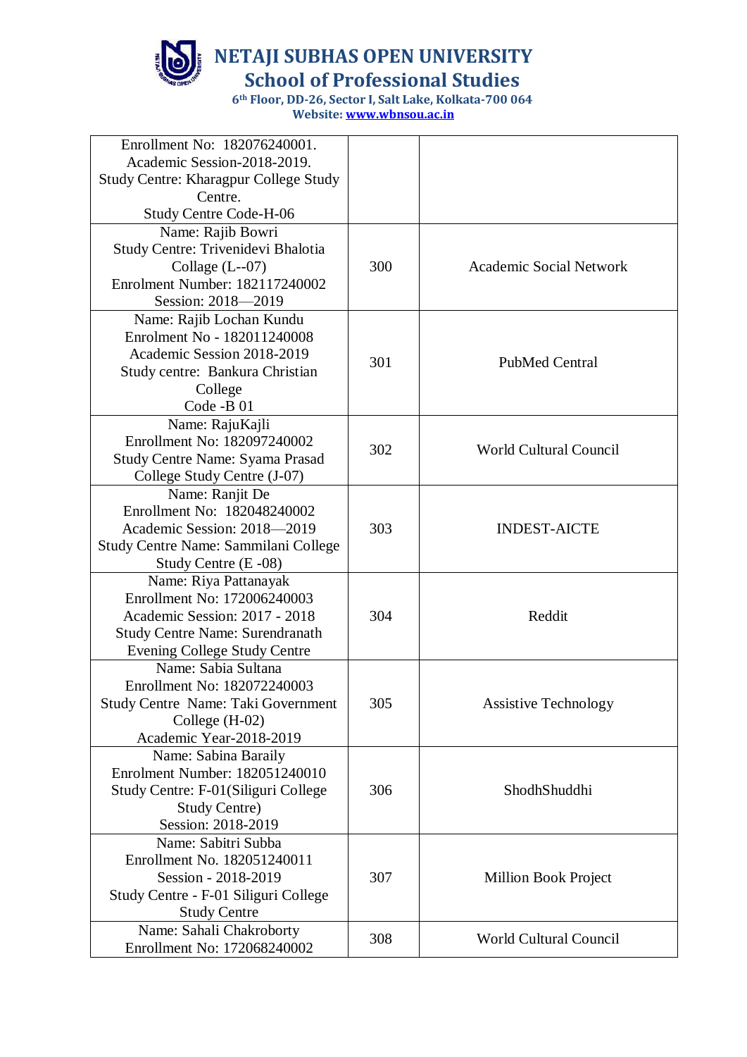# NETAJI SUBHAS OPEN UNIVERSITY

## School of Professional Studies

**6th Floor, DD-26, Sector I, Salt Lake, Kolkata-700 064**
**Website: www.wbnsou.ac.in**

| | | |
|---|---|---|
| Enrollment No: 182076240001. Academic Session-2018-2019. Study Centre: Kharagpur College Study Centre. Study Centre Code-H-06 | | |
| Name: Rajib Bowri Study Centre: Trivenidevi Bhalotia Collage (L--07) Enrolment Number: 182117240002 Session: 2018—2019 | 300 | Academic Social Network |
| Name: Rajib Lochan Kundu Enrolment No - 182011240008 Academic Session 2018-2019 Study centre: Bankura Christian College Code -B 01 | 301 | PubMed Central |
| Name: RajuKajli Enrollment No: 182097240002 Study Centre Name: Syama Prasad College Study Centre (J-07) | 302 | World Cultural Council |
| Name: Ranjit De Enrollment No: 182048240002 Academic Session: 2018—2019 Study Centre Name: Sammilani College Study Centre (E -08) | 303 | INDEST-AICTE |
| Name: Riya Pattanayak Enrollment No: 172006240003 Academic Session: 2017 - 2018 Study Centre Name: Surendranath Evening College Study Centre | 304 | Reddit |
| Name: Sabia Sultana Enrollment No: 182072240003 Study Centre Name: Taki Government College (H-02) Academic Year-2018-2019 | 305 | Assistive Technology |
| Name: Sabina Baraily Enrolment Number: 182051240010 Study Centre: F-01(Siliguri College Study Centre) Session: 2018-2019 | 306 | ShodhShuddhi |
| Name: Sabitri Subba Enrollment No. 182051240011 Session - 2018-2019 Study Centre - F-01 Siliguri College Study Centre | 307 | Million Book Project |
| Name: Sahali Chakroborty Enrollment No: 172068240002 | 308 | World Cultural Council |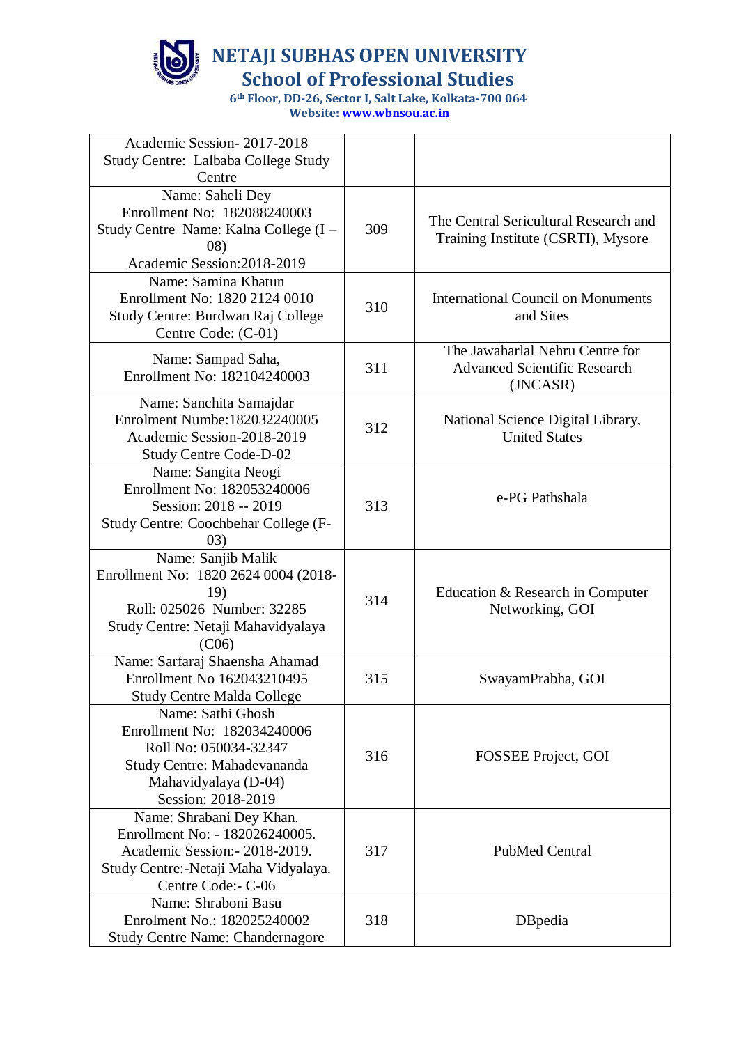# NETAJI SUBHAS OPEN UNIVERSITY

## School of Professional Studies

6th Floor, DD-26, Sector I, Salt Lake, Kolkata-700 064

Website: www.wbnsou.ac.in

| | | |
|---|---|---|
| Academic Session- 2017-2018<br>Study Centre: Lalbaba College Study Centre | | |
| Name: Saheli Dey<br>Enrollment No: 182088240003<br>Study Centre Name: Kalna College (I – 08)<br>Academic Session:2018-2019 | 309 | The Central Sericultural Research and Training Institute (CSRTI), Mysore |
| Name: Samina Khatun<br>Enrollment No: 1820 2124 0010<br>Study Centre: Burdwan Raj College<br>Centre Code: (C-01) | 310 | International Council on Monuments and Sites |
| Name: Sampad Saha,<br>Enrollment No: 182104240003 | 311 | The Jawaharlal Nehru Centre for Advanced Scientific Research (JNCASR) |
| Name: Sanchita Samajdar<br>Enrolment Numbe:182032240005<br>Academic Session-2018-2019<br>Study Centre Code-D-02 | 312 | National Science Digital Library, United States |
| Name: Sangita Neogi<br>Enrollment No: 182053240006<br>Session: 2018 -- 2019<br>Study Centre: Coochbehar College (F-03) | 313 | e-PG Pathshala |
| Name: Sanjib Malik<br>Enrollment No: 1820 2624 0004 (2018-19)<br>Roll: 025026 Number: 32285<br>Study Centre: Netaji Mahavidyalaya (C06) | 314 | Education & Research in Computer Networking, GOI |
| Name: Sarfaraj Shaensha Ahamad<br>Enrollment No 162043210495<br>Study Centre Malda College | 315 | SwayamPrabha, GOI |
| Name: Sathi Ghosh<br>Enrollment No: 182034240006<br>Roll No: 050034-32347<br>Study Centre: Mahadevananda Mahavidyalaya (D-04)<br>Session: 2018-2019 | 316 | FOSSEE Project, GOI |
| Name: Shrabani Dey Khan.<br>Enrollment No: - 182026240005.<br>Academic Session:- 2018-2019.<br>Study Centre:-Netaji Maha Vidyalaya.<br>Centre Code:- C-06 | 317 | PubMed Central |
| Name: Shraboni Basu<br>Enrolment No.: 182025240002<br>Study Centre Name: Chandernagore | 318 | DBpedia |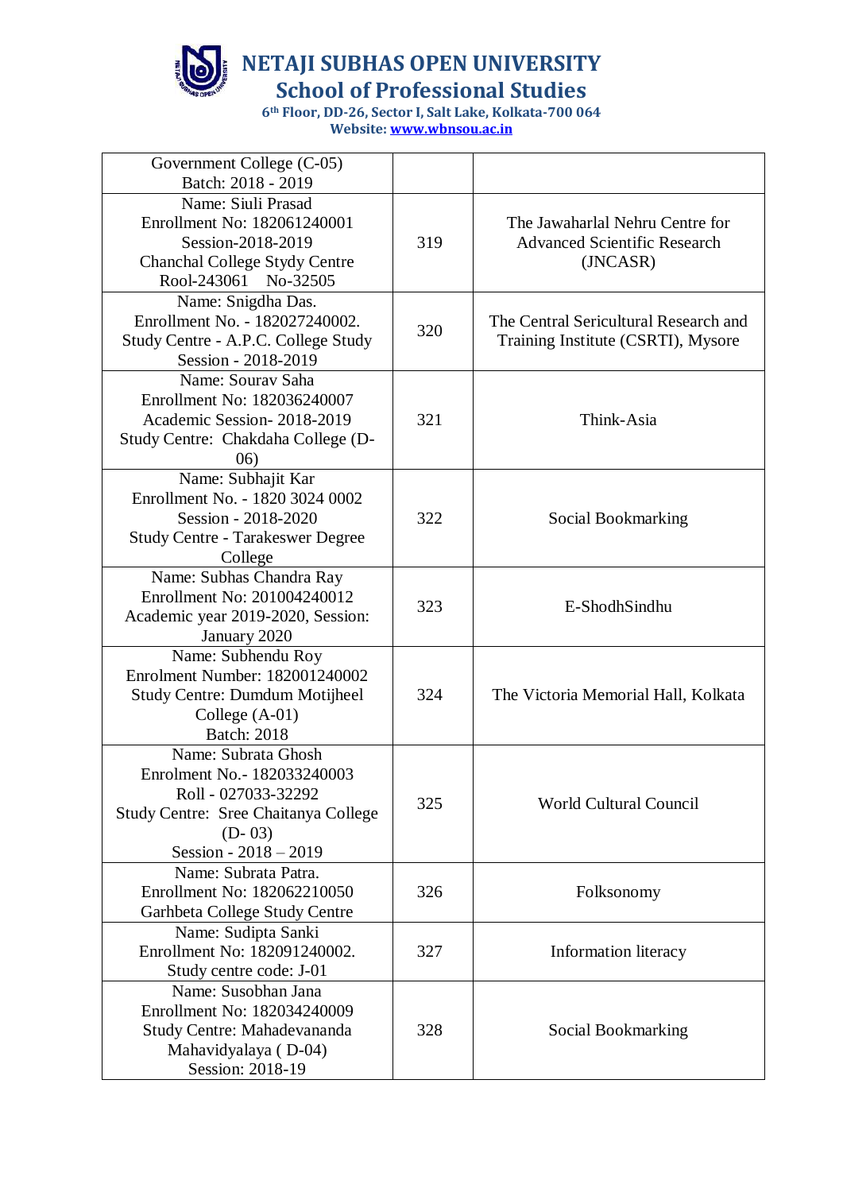# NETAJI SUBHAS OPEN UNIVERSITY

## School of Professional Studies

6th Floor, DD-26, Sector I, Salt Lake, Kolkata-700 064

Website: www.wbnsou.ac.in

| | | |
|---|---|---|
| Government College (C-05)<br>Batch: 2018 - 2019 | | |
| Name: Siuli Prasad<br>Enrollment No: 182061240001<br>Session-2018-2019<br>Chanchal College Stydy Centre<br>Rool-243061 No-32505 | 319 | The Jawaharlal Nehru Centre for Advanced Scientific Research (JNCASR) |
| Name: Snigdha Das.<br>Enrollment No. - 182027240002.<br>Study Centre - A.P.C. College Study<br>Session - 2018-2019 | 320 | The Central Sericultural Research and Training Institute (CSRTI), Mysore |
| Name: Sourav Saha<br>Enrollment No: 182036240007<br>Academic Session- 2018-2019<br>Study Centre: Chakdaha College (D-06) | 321 | Think-Asia |
| Name: Subhajit Kar<br>Enrollment No. - 1820 3024 0002<br>Session - 2018-2020<br>Study Centre - Tarakeswer Degree College | 322 | Social Bookmarking |
| Name: Subhas Chandra Ray<br>Enrollment No: 201004240012<br>Academic year 2019-2020, Session: January 2020 | 323 | E-ShodhSindhu |
| Name: Subhendu Roy<br>Enrolment Number: 182001240002<br>Study Centre: Dumdum Motijheel College (A-01)<br>Batch: 2018 | 324 | The Victoria Memorial Hall, Kolkata |
| Name: Subrata Ghosh<br>Enrolment No.- 182033240003<br>Roll - 027033-32292<br>Study Centre: Sree Chaitanya College (D- 03)<br>Session - 2018 – 2019 | 325 | World Cultural Council |
| Name: Subrata Patra.<br>Enrollment No: 182062210050<br>Garhbeta College Study Centre | 326 | Folksonomy |
| Name: Sudipta Sanki<br>Enrollment No: 182091240002.<br>Study centre code: J-01 | 327 | Information literacy |
| Name: Susobhan Jana<br>Enrollment No: 182034240009<br>Study Centre: Mahadevananda Mahavidyalaya ( D-04)<br>Session: 2018-19 | 328 | Social Bookmarking |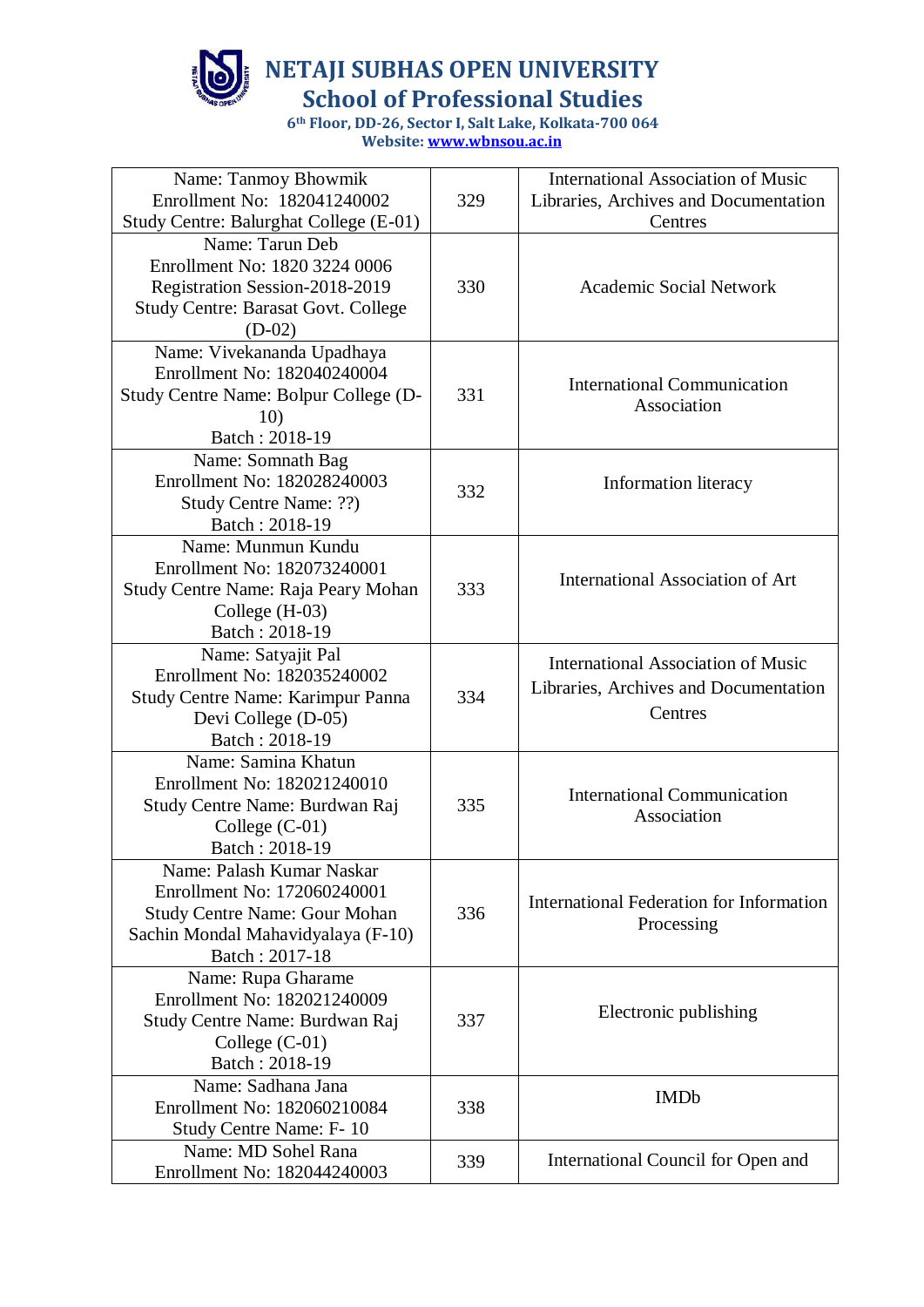# NETAJI SUBHAS OPEN UNIVERSITY

## School of Professional Studies

**6th Floor, DD-26, Sector I, Salt Lake, Kolkata-700 064**
**Website: www.wbnsou.ac.in**

| | | |
|---|---|---|
| Name: Tanmoy Bhowmik<br>Enrollment No: 182041240002<br>Study Centre: Balurghat College (E-01) | 329 | International Association of Music Libraries, Archives and Documentation Centres |
| Name: Tarun Deb<br>Enrollment No: 1820 3224 0006<br>Registration Session-2018-2019<br>Study Centre: Barasat Govt. College (D-02) | 330 | Academic Social Network |
| Name: Vivekananda Upadhaya<br>Enrollment No: 182040240004<br>Study Centre Name: Bolpur College (D-10)<br>Batch : 2018-19 | 331 | International Communication Association |
| Name: Somnath Bag<br>Enrollment No: 182028240003<br>Study Centre Name: ??)<br>Batch : 2018-19 | 332 | Information literacy |
| Name: Munmun Kundu<br>Enrollment No: 182073240001<br>Study Centre Name: Raja Peary Mohan College (H-03)<br>Batch : 2018-19 | 333 | International Association of Art |
| Name: Satyajit Pal<br>Enrollment No: 182035240002<br>Study Centre Name: Karimpur Panna Devi College (D-05)<br>Batch : 2018-19 | 334 | International Association of Music Libraries, Archives and Documentation Centres |
| Name: Samina Khatun<br>Enrollment No: 182021240010<br>Study Centre Name: Burdwan Raj College (C-01)<br>Batch : 2018-19 | 335 | International Communication Association |
| Name: Palash Kumar Naskar<br>Enrollment No: 172060240001<br>Study Centre Name: Gour Mohan Sachin Mondal Mahavidyalaya (F-10)<br>Batch : 2017-18 | 336 | International Federation for Information Processing |
| Name: Rupa Gharame<br>Enrollment No: 182021240009<br>Study Centre Name: Burdwan Raj College (C-01)<br>Batch : 2018-19 | 337 | Electronic publishing |
| Name: Sadhana Jana<br>Enrollment No: 182060210084<br>Study Centre Name: F- 10 | 338 | IMDb |
| Name: MD Sohel Rana<br>Enrollment No: 182044240003 | 339 | International Council for Open and |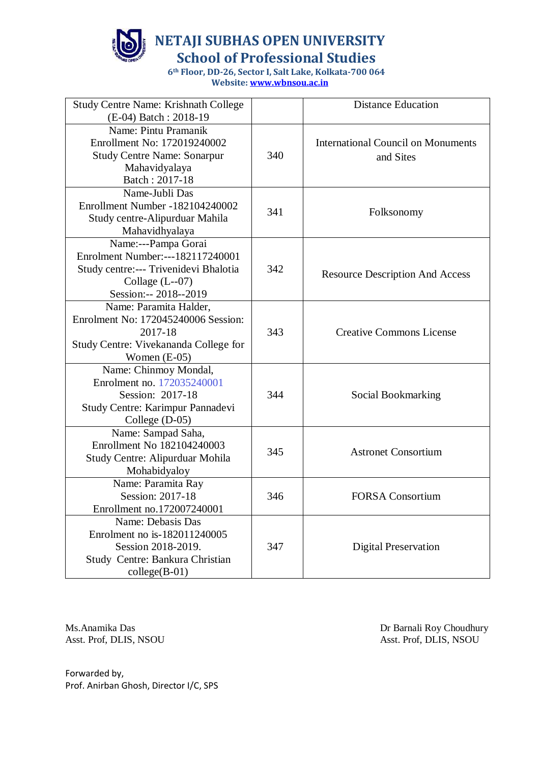# NETAJI SUBHAS OPEN UNIVERSITY
## School of Professional Studies

6th Floor, DD-26, Sector I, Salt Lake, Kolkata-700 064
Website: www.wbnsou.ac.in

| | | |
|---|---|---|
| Study Centre Name: Krishnath College (E-04) Batch : 2018-19 | | Distance Education |
| Name: Pintu Pramanik<br>Enrollment No: 172019240002<br>Study Centre Name: Sonarpur Mahavidyalaya<br>Batch : 2017-18 | 340 | International Council on Monuments and Sites |
| Name-Jubli Das<br>Enrollment Number -182104240002<br>Study centre-Alipurduar Mahila Mahavidhyalaya | 341 | Folksonomy |
| Name:---Pampa Gorai<br>Enrolment Number:---182117240001<br>Study centre:--- Trivenidevi Bhalotia Collage (L--07)<br>Session:-- 2018--2019 | 342 | Resource Description And Access |
| Name: Paramita Halder,<br>Enrolment No: 172045240006 Session: 2017-18<br>Study Centre: Vivekananda College for Women (E-05) | 343 | Creative Commons License |
| Name: Chinmoy Mondal,<br>Enrolment no. 172035240001<br>Session: 2017-18<br>Study Centre: Karimpur Pannadevi College (D-05) | 344 | Social Bookmarking |
| Name: Sampad Saha,<br>Enrollment No 182104240003<br>Study Centre: Alipurduar Mohila Mohabidyaloy | 345 | Astronet Consortium |
| Name: Paramita Ray<br>Session: 2017-18<br>Enrollment no.172007240001 | 346 | FORSA Consortium |
| Name: Debasis Das<br>Enrolment no is-182011240005<br>Session 2018-2019.<br>Study Centre: Bankura Christian college(B-01) | 347 | Digital Preservation |

Ms.Anamika Das
Asst. Prof, DLIS, NSOU

Dr Barnali Roy Choudhury
Asst. Prof, DLIS, NSOU

Forwarded by,
Prof. Anirban Ghosh, Director I/C, SPS